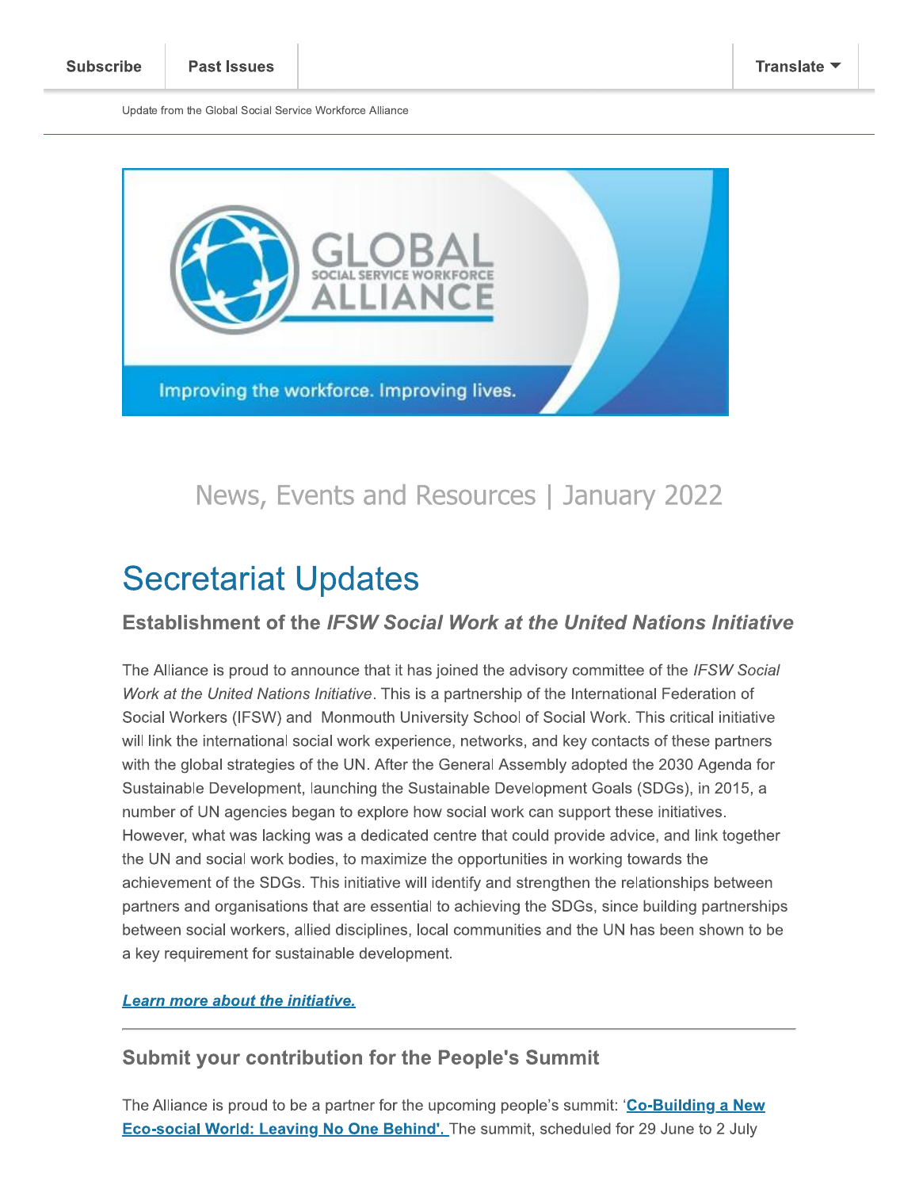Subscribe | Past Issues | Translate

Update from the Global Social Service Workforce Alliance

News, Events and Resources | January 2022

# Secretariat Updates

### Establishment of the *IFSW Social Work at the United Nations Initiative*

The Alliance is proud to announce that it has joined the advisory committee of the *IFSW Social Work at the United Nations Initiative*. This is a partnership of the International Federation of Social Workers (IFSW) and Monmouth University School of Social Work. This critical initiative will link the international social work experience, networks, and key contacts of these partners with the global strategies of the UN. After the General Assembly adopted the 2030 Agenda for Sustainable Development, launching the Sustainable Development Goals (SDGs), in 2015, a number of UN agencies began to explore how social work can support these initiatives. However, what was lacking was a dedicated centre that could provide advice, and link together the UN and social work bodies, to maximize the opportunities in working towards the achievement of the SDGs. This initiative will identify and strengthen the relationships between partners and organisations that are essential to achieving the SDGs, since building partnerships between social workers, allied disciplines, local communities and the UN has been shown to be a key requirement for sustainable development.

***Learn more about the initiative.***

---

### Submit your contribution for the People's Summit

The Alliance is proud to be a partner for the upcoming people's summit: '**Co-Building a New Eco-social World: Leaving No One Behind'.** The summit, scheduled for 29 June to 2 July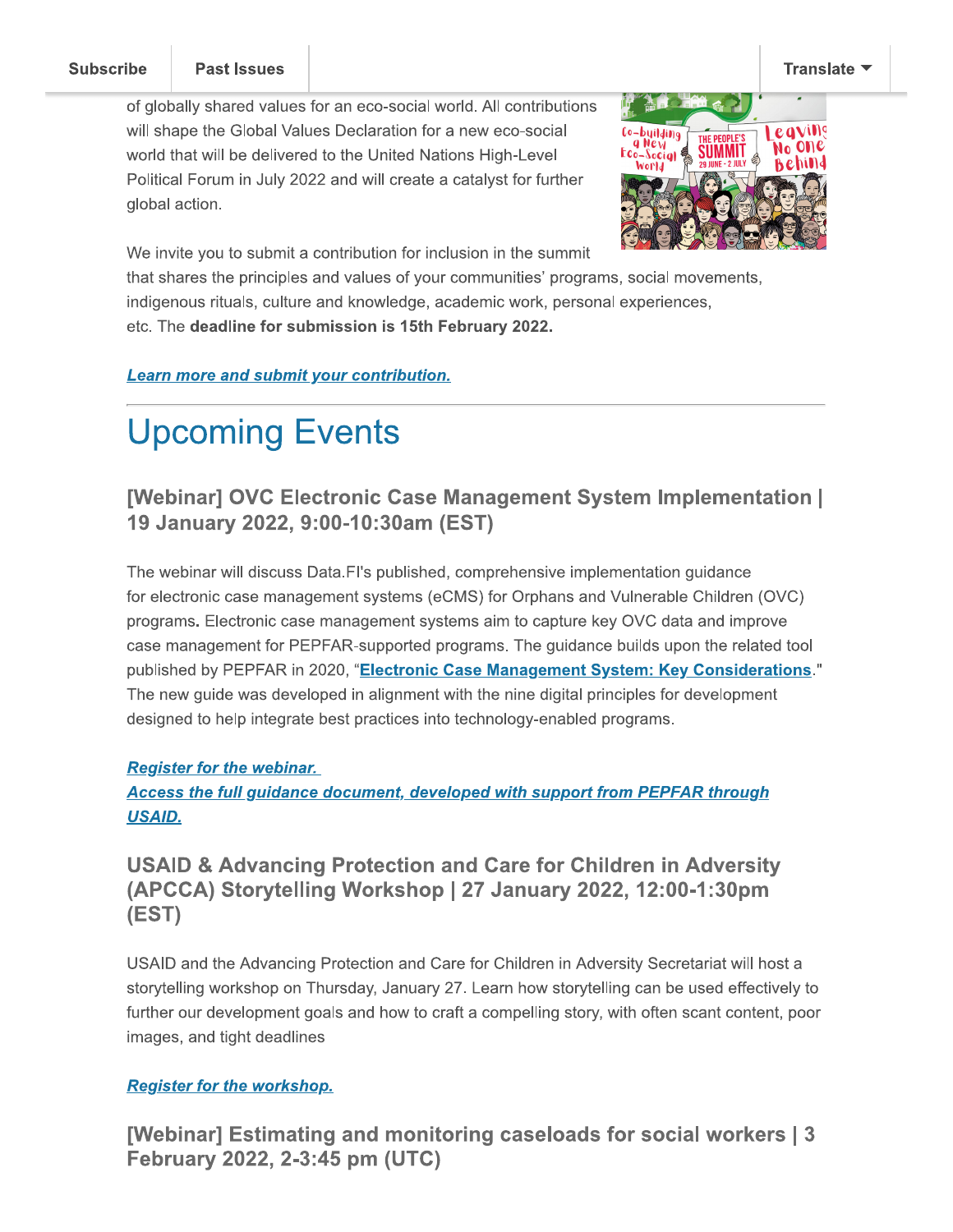of globally shared values for an eco-social world. All contributions will shape the Global Values Declaration for a new eco-social world that will be delivered to the United Nations High-Level Political Forum in July 2022 and will create a catalyst for further global action.

We invite you to submit a contribution for inclusion in the summit that shares the principles and values of your communities' programs, social movements, indigenous rituals, culture and knowledge, academic work, personal experiences, etc. The **deadline for submission is 15th February 2022.**

***Learn more and submit your contribution.***

---

# Upcoming Events

### [Webinar] OVC Electronic Case Management System Implementation | 19 January 2022, 9:00-10:30am (EST)

The webinar will discuss Data.FI's published, comprehensive implementation guidance for electronic case management systems (eCMS) for Orphans and Vulnerable Children (OVC) programs**.** Electronic case management systems aim to capture key OVC data and improve case management for PEPFAR-supported programs. The guidance builds upon the related tool published by PEPFAR in 2020, "**Electronic Case Management System: Key Considerations**." The new guide was developed in alignment with the nine digital principles for development designed to help integrate best practices into technology-enabled programs.

***Register for the webinar.***
***Access the full guidance document, developed with support from PEPFAR through USAID.***

### USAID & Advancing Protection and Care for Children in Adversity (APCCA) Storytelling Workshop | 27 January 2022, 12:00-1:30pm (EST)

USAID and the Advancing Protection and Care for Children in Adversity Secretariat will host a storytelling workshop on Thursday, January 27. Learn how storytelling can be used effectively to further our development goals and how to craft a compelling story, with often scant content, poor images, and tight deadlines

***Register for the workshop.***

### [Webinar] Estimating and monitoring caseloads for social workers | 3 February 2022, 2-3:45 pm (UTC)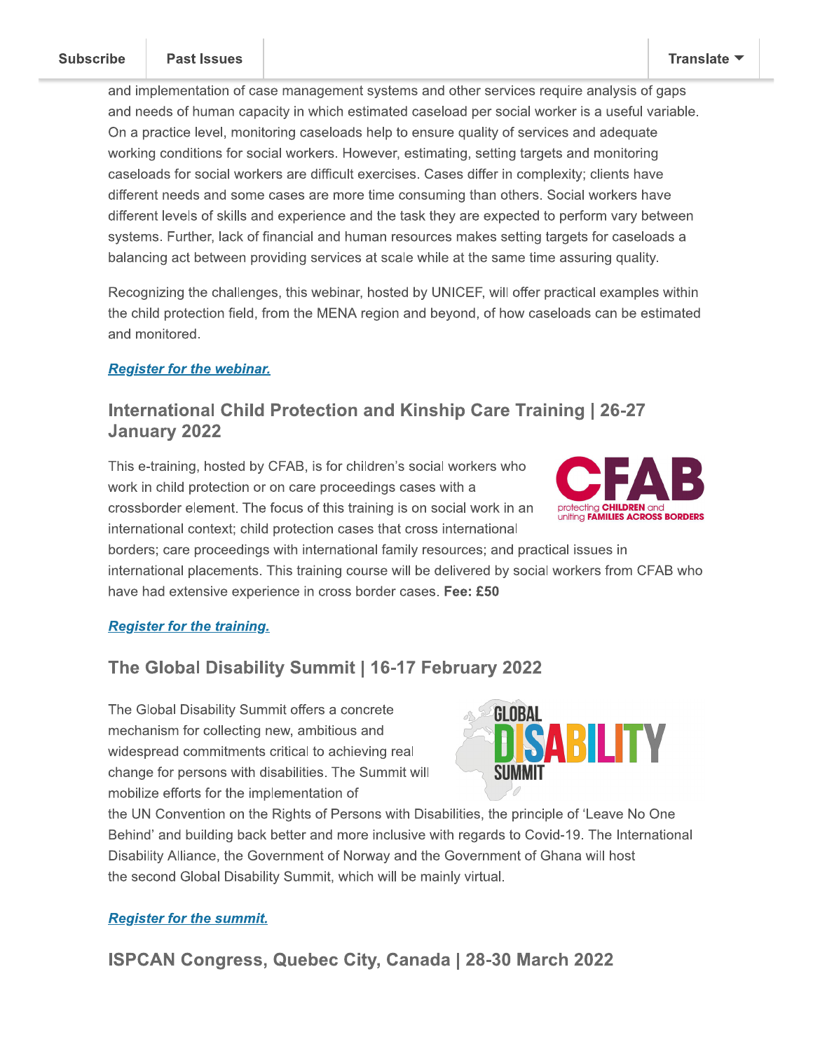and implementation of case management systems and other services require analysis of gaps and needs of human capacity in which estimated caseload per social worker is a useful variable. On a practice level, monitoring caseloads help to ensure quality of services and adequate working conditions for social workers. However, estimating, setting targets and monitoring caseloads for social workers are difficult exercises. Cases differ in complexity; clients have different needs and some cases are more time consuming than others. Social workers have different levels of skills and experience and the task they are expected to perform vary between systems. Further, lack of financial and human resources makes setting targets for caseloads a balancing act between providing services at scale while at the same time assuring quality.

Recognizing the challenges, this webinar, hosted by UNICEF, will offer practical examples within the child protection field, from the MENA region and beyond, of how caseloads can be estimated and monitored.

***Register for the webinar.***

## International Child Protection and Kinship Care Training | 26-27 January 2022

This e-training, hosted by CFAB, is for children's social workers who work in child protection or on care proceedings cases with a crossborder element. The focus of this training is on social work in an international context; child protection cases that cross international borders; care proceedings with international family resources; and practical issues in international placements. This training course will be delivered by social workers from CFAB who have had extensive experience in cross border cases. **Fee: £50**

***Register for the training.***

## The Global Disability Summit | 16-17 February 2022

The Global Disability Summit offers a concrete mechanism for collecting new, ambitious and widespread commitments critical to achieving real change for persons with disabilities. The Summit will mobilize efforts for the implementation of the UN Convention on the Rights of Persons with Disabilities, the principle of 'Leave No One Behind' and building back better and more inclusive with regards to Covid-19. The International Disability Alliance, the Government of Norway and the Government of Ghana will host the second Global Disability Summit, which will be mainly virtual.

***Register for the summit.***

## ISPCAN Congress, Quebec City, Canada | 28-30 March 2022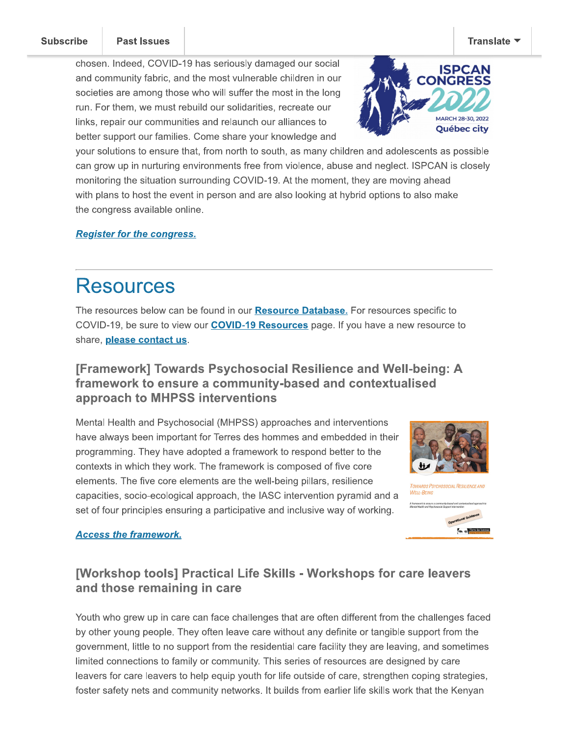chosen. Indeed, COVID-19 has seriously damaged our social and community fabric, and the most vulnerable children in our societies are among those who will suffer the most in the long run. For them, we must rebuild our solidarities, recreate our links, repair our communities and relaunch our alliances to better support our families. Come share your knowledge and your solutions to ensure that, from north to south, as many children and adolescents as possible can grow up in nurturing environments free from violence, abuse and neglect. ISPCAN is closely monitoring the situation surrounding COVID-19. At the moment, they are moving ahead with plans to host the event in person and are also looking at hybrid options to also make the congress available online.

[***Register for the congress.***]

---

# Resources

The resources below can be found in our **Resource Database.** For resources specific to COVID-19, be sure to view our **COVID-19 Resources** page. If you have a new resource to share, **please contact us**.

### [Framework] Towards Psychosocial Resilience and Well-being: A framework to ensure a community-based and contextualised approach to MHPSS interventions

Mental Health and Psychosocial (MHPSS) approaches and interventions have always been important for Terres des hommes and embedded in their programming. They have adopted a framework to respond better to the contexts in which they work. The framework is composed of five core elements. The five core elements are the well-being pillars, resilience capacities, socio-ecological approach, the IASC intervention pyramid and a set of four principles ensuring a participative and inclusive way of working.

***Access the framework.***

### [Workshop tools] Practical Life Skills - Workshops for care leavers and those remaining in care

Youth who grew up in care can face challenges that are often different from the challenges faced by other young people. They often leave care without any definite or tangible support from the government, little to no support from the residential care facility they are leaving, and sometimes limited connections to family or community. This series of resources are designed by care leavers for care leavers to help equip youth for life outside of care, strengthen coping strategies, foster safety nets and community networks. It builds from earlier life skills work that the Kenyan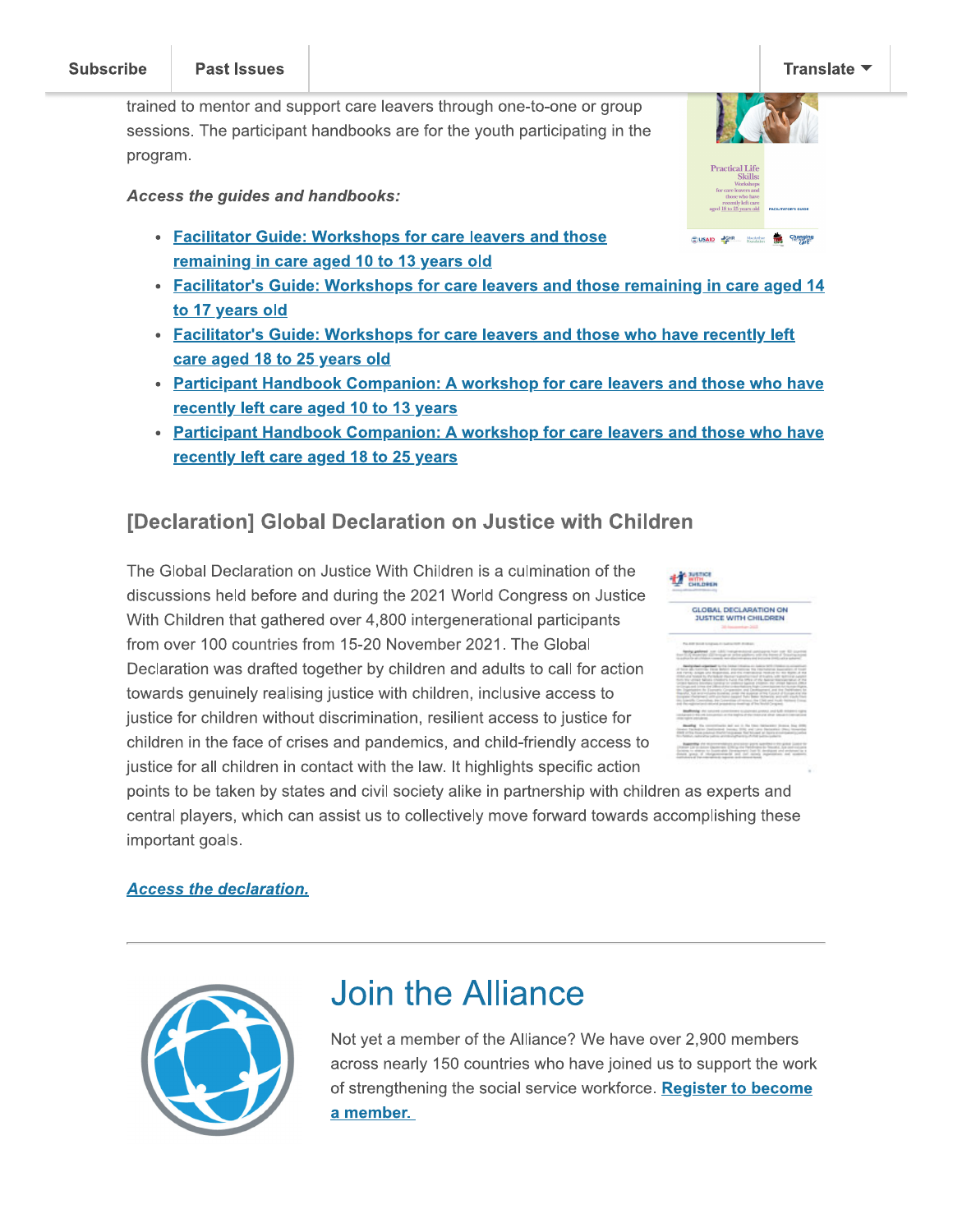trained to mentor and support care leavers through one-to-one or group sessions. The participant handbooks are for the youth participating in the program.

***Access the guides and handbooks:***

- Facilitator Guide: Workshops for care leavers and those remaining in care aged 10 to 13 years old
- Facilitator's Guide: Workshops for care leavers and those remaining in care aged 14 to 17 years old
- Facilitator's Guide: Workshops for care leavers and those who have recently left care aged 18 to 25 years old
- Participant Handbook Companion: A workshop for care leavers and those who have recently left care aged 10 to 13 years
- Participant Handbook Companion: A workshop for care leavers and those who have recently left care aged 18 to 25 years

## [Declaration] Global Declaration on Justice with Children

The Global Declaration on Justice With Children is a culmination of the discussions held before and during the 2021 World Congress on Justice With Children that gathered over 4,800 intergenerational participants from over 100 countries from 15-20 November 2021. The Global Declaration was drafted together by children and adults to call for action towards genuinely realising justice with children, inclusive access to justice for children without discrimination, resilient access to justice for children in the face of crises and pandemics, and child-friendly access to justice for all children in contact with the law. It highlights specific action points to be taken by states and civil society alike in partnership with children as experts and central players, which can assist us to collectively move forward towards accomplishing these important goals.

***Access the declaration.***

---

# Join the Alliance

Not yet a member of the Alliance? We have over 2,900 members across nearly 150 countries who have joined us to support the work of strengthening the social service workforce. **Register to become a member.**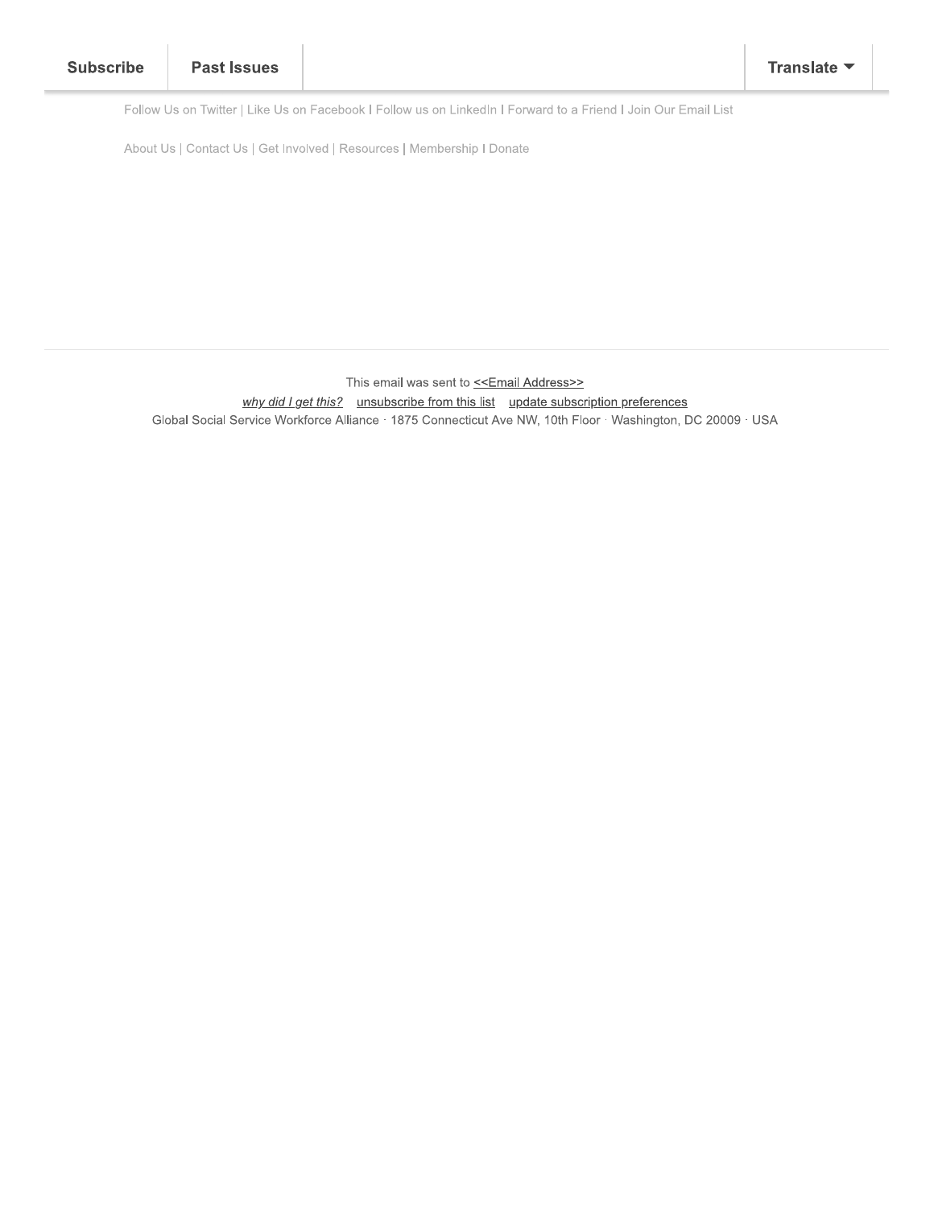Subscribe | Past Issues | Translate ▼

Follow Us on Twitter | Like Us on Facebook I Follow us on LinkedIn I Forward to a Friend I Join Our Email List

About Us | Contact Us | Get Involved | Resources | Membership I Donate

This email was sent to <<Email Address>>

*why did I get this?* unsubscribe from this list update subscription preferences

Global Social Service Workforce Alliance · 1875 Connecticut Ave NW, 10th Floor · Washington, DC 20009 · USA